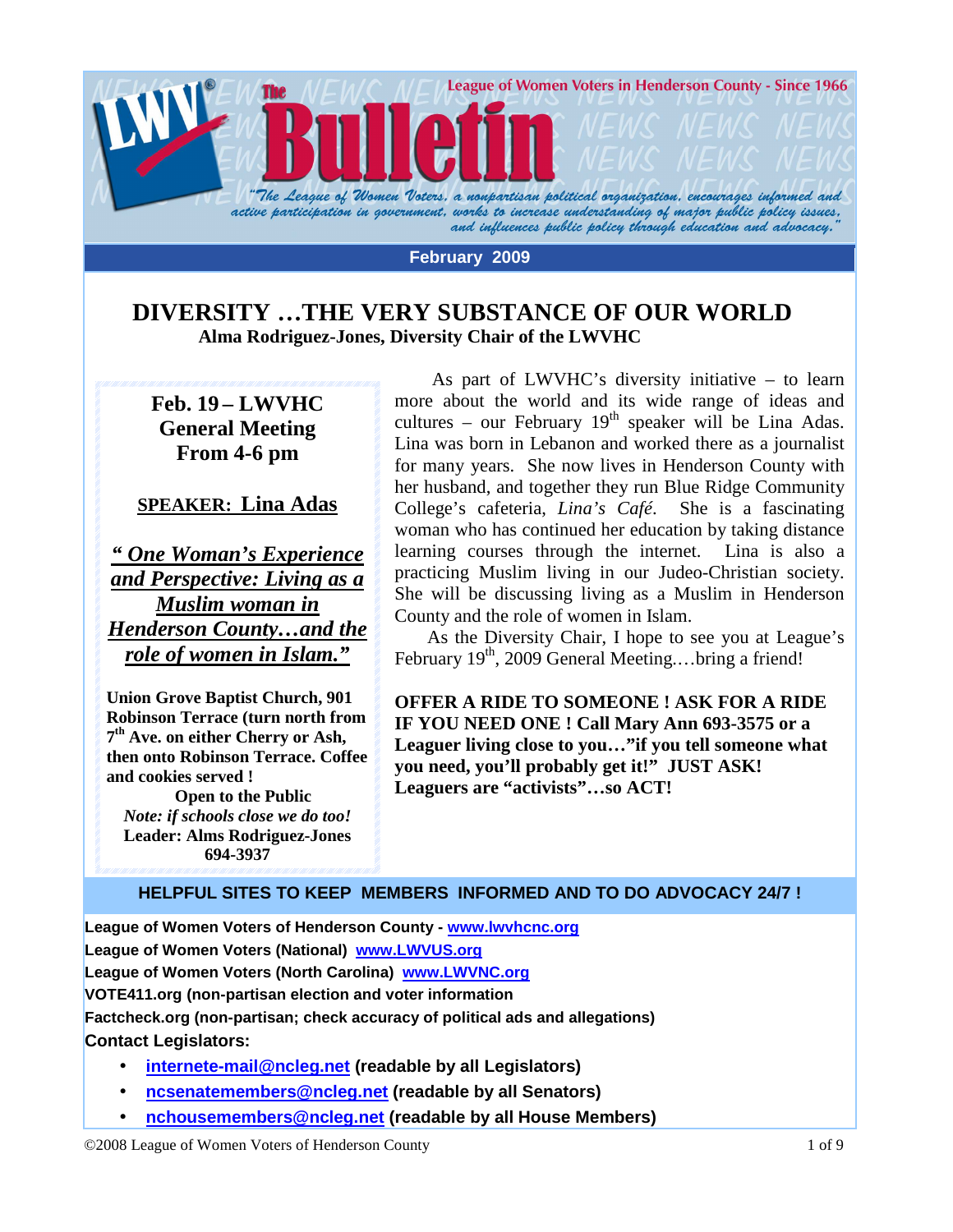# The Bulletin

League of Women Voters in Henderson County - Since 1966

*"The League of Women Voters, a nonpartisan political organization, encourages informed and active participation in government, works to increase understanding of major public policy issues, and influences public policy through education and advocacy."*

**February 2009**

## DIVERSITY …THE VERY SUBSTANCE OF OUR WORLD

**Alma Rodriguez-Jones, Diversity Chair of the LWVHC**

**Feb. 19 – LWVHC General Meeting From 4-6 pm**

**SPEAKER: Lina Adas**

***" One Woman's Experience and Perspective: Living as a Muslim woman in Henderson County…and the role of women in Islam."***

**Union Grove Baptist Church, 901 Robinson Terrace (turn north from 7th Ave. on either Cherry or Ash, then onto Robinson Terrace. Coffee and cookies served !**

**Open to the Public**

***Note: if schools close we do too!***

**Leader: Alms Rodriguez-Jones 694-3937**

As part of LWVHC's diversity initiative – to learn more about the world and its wide range of ideas and cultures – our February 19th speaker will be Lina Adas. Lina was born in Lebanon and worked there as a journalist for many years. She now lives in Henderson County with her husband, and together they run Blue Ridge Community College's cafeteria, *Lina's Café*. She is a fascinating woman who has continued her education by taking distance learning courses through the internet. Lina is also a practicing Muslim living in our Judeo-Christian society. She will be discussing living as a Muslim in Henderson County and the role of women in Islam.

As the Diversity Chair, I hope to see you at League's February 19th, 2009 General Meeting.…bring a friend!

**OFFER A RIDE TO SOMEONE ! ASK FOR A RIDE IF YOU NEED ONE ! Call Mary Ann 693-3575 or a Leaguer living close to you…"if you tell someone what you need, you'll probably get it!" JUST ASK! Leaguers are "activists"…so ACT!**

### HELPFUL SITES TO KEEP MEMBERS INFORMED AND TO DO ADVOCACY 24/7 !

**League of Women Voters of Henderson County - www.lwvhcnc.org**

**League of Women Voters (National) www.LWVUS.org**

**League of Women Voters (North Carolina) www.LWVNC.org**

**VOTE411.org (non-partisan election and voter information**

**Factcheck.org (non-partisan; check accuracy of political ads and allegations)**

**Contact Legislators:**

- **internete-mail@ncleg.net (readable by all Legislators)**
- **ncsenatemembers@ncleg.net (readable by all Senators)**
- **nchousemembers@ncleg.net (readable by all House Members)**

©2008 League of Women Voters of Henderson County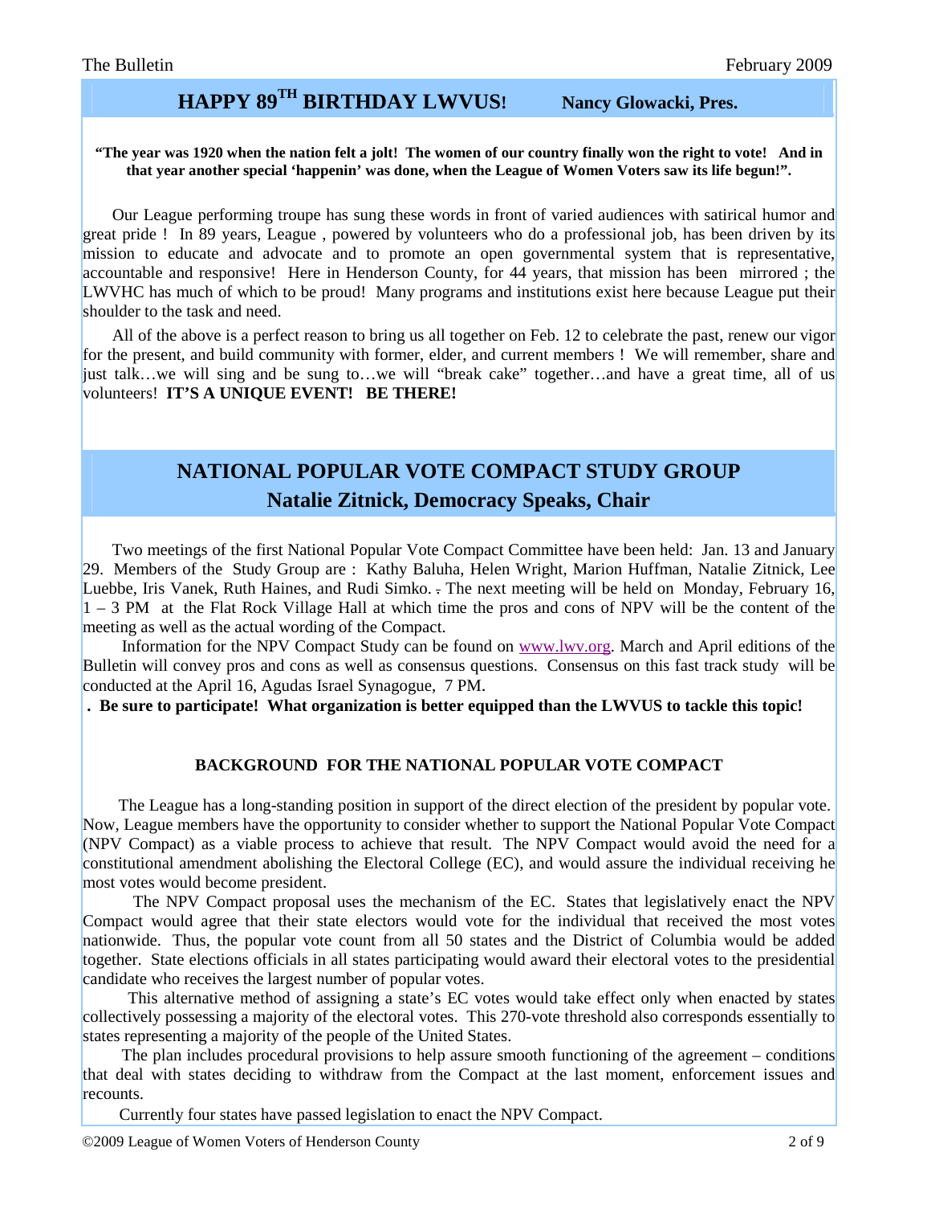## HAPPY 89TH BIRTHDAY LWVUS! Nancy Glowacki, Pres.

**"The year was 1920 when the nation felt a jolt! The women of our country finally won the right to vote! And in that year another special 'happenin' was done, when the League of Women Voters saw its life begun!".**

Our League performing troupe has sung these words in front of varied audiences with satirical humor and great pride ! In 89 years, League , powered by volunteers who do a professional job, has been driven by its mission to educate and advocate and to promote an open governmental system that is representative, accountable and responsive! Here in Henderson County, for 44 years, that mission has been mirrored ; the LWVHC has much of which to be proud! Many programs and institutions exist here because League put their shoulder to the task and need.

All of the above is a perfect reason to bring us all together on Feb. 12 to celebrate the past, renew our vigor for the present, and build community with former, elder, and current members ! We will remember, share and just talk…we will sing and be sung to…we will "break cake" together…and have a great time, all of us volunteers! **IT'S A UNIQUE EVENT! BE THERE!**

## NATIONAL POPULAR VOTE COMPACT STUDY GROUP
## Natalie Zitnick, Democracy Speaks, Chair

Two meetings of the first National Popular Vote Compact Committee have been held: Jan. 13 and January 29. Members of the Study Group are : Kathy Baluha, Helen Wright, Marion Huffman, Natalie Zitnick, Lee Luebbe, Iris Vanek, Ruth Haines, and Rudi Simko. . The next meeting will be held on Monday, February 16, 1 – 3 PM at the Flat Rock Village Hall at which time the pros and cons of NPV will be the content of the meeting as well as the actual wording of the Compact.

Information for the NPV Compact Study can be found on www.lwv.org. March and April editions of the Bulletin will convey pros and cons as well as consensus questions. Consensus on this fast track study will be conducted at the April 16, Agudas Israel Synagogue, 7 PM.

**. Be sure to participate! What organization is better equipped than the LWVUS to tackle this topic!**

### BACKGROUND FOR THE NATIONAL POPULAR VOTE COMPACT

The League has a long-standing position in support of the direct election of the president by popular vote. Now, League members have the opportunity to consider whether to support the National Popular Vote Compact (NPV Compact) as a viable process to achieve that result. The NPV Compact would avoid the need for a constitutional amendment abolishing the Electoral College (EC), and would assure the individual receiving he most votes would become president.

The NPV Compact proposal uses the mechanism of the EC. States that legislatively enact the NPV Compact would agree that their state electors would vote for the individual that received the most votes nationwide. Thus, the popular vote count from all 50 states and the District of Columbia would be added together. State elections officials in all states participating would award their electoral votes to the presidential candidate who receives the largest number of popular votes.

This alternative method of assigning a state's EC votes would take effect only when enacted by states collectively possessing a majority of the electoral votes. This 270-vote threshold also corresponds essentially to states representing a majority of the people of the United States.

The plan includes procedural provisions to help assure smooth functioning of the agreement – conditions that deal with states deciding to withdraw from the Compact at the last moment, enforcement issues and recounts.

Currently four states have passed legislation to enact the NPV Compact.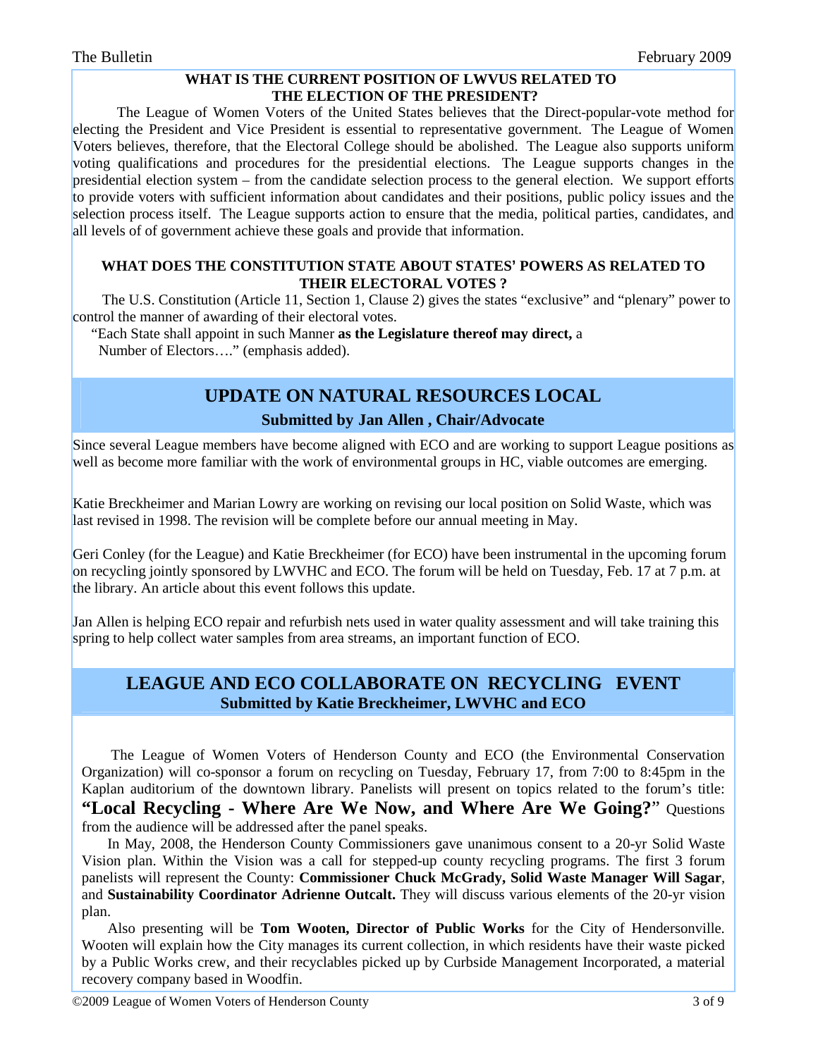### WHAT IS THE CURRENT POSITION OF LWVUS RELATED TO THE ELECTION OF THE PRESIDENT?

The League of Women Voters of the United States believes that the Direct-popular-vote method for electing the President and Vice President is essential to representative government. The League of Women Voters believes, therefore, that the Electoral College should be abolished. The League also supports uniform voting qualifications and procedures for the presidential elections. The League supports changes in the presidential election system – from the candidate selection process to the general election. We support efforts to provide voters with sufficient information about candidates and their positions, public policy issues and the selection process itself. The League supports action to ensure that the media, political parties, candidates, and all levels of of government achieve these goals and provide that information.

### WHAT DOES THE CONSTITUTION STATE ABOUT STATES' POWERS AS RELATED TO THEIR ELECTORAL VOTES ?

The U.S. Constitution (Article 11, Section 1, Clause 2) gives the states "exclusive" and "plenary" power to control the manner of awarding of their electoral votes.

"Each State shall appoint in such Manner **as the Legislature thereof may direct,** a Number of Electors…." (emphasis added).

## UPDATE ON NATURAL RESOURCES LOCAL

**Submitted by Jan Allen , Chair/Advocate**

Since several League members have become aligned with ECO and are working to support League positions as well as become more familiar with the work of environmental groups in HC, viable outcomes are emerging.

Katie Breckheimer and Marian Lowry are working on revising our local position on Solid Waste, which was last revised in 1998. The revision will be complete before our annual meeting in May.

Geri Conley (for the League) and Katie Breckheimer (for ECO) have been instrumental in the upcoming forum on recycling jointly sponsored by LWVHC and ECO. The forum will be held on Tuesday, Feb. 17 at 7 p.m. at the library. An article about this event follows this update.

Jan Allen is helping ECO repair and refurbish nets used in water quality assessment and will take training this spring to help collect water samples from area streams, an important function of ECO.

## LEAGUE AND ECO COLLABORATE ON RECYCLING EVENT

**Submitted by Katie Breckheimer, LWVHC and ECO**

The League of Women Voters of Henderson County and ECO (the Environmental Conservation Organization) will co-sponsor a forum on recycling on Tuesday, February 17, from 7:00 to 8:45pm in the Kaplan auditorium of the downtown library. Panelists will present on topics related to the forum's title: **"Local Recycling - Where Are We Now, and Where Are We Going?"** Questions from the audience will be addressed after the panel speaks.

In May, 2008, the Henderson County Commissioners gave unanimous consent to a 20-yr Solid Waste Vision plan. Within the Vision was a call for stepped-up county recycling programs. The first 3 forum panelists will represent the County: **Commissioner Chuck McGrady, Solid Waste Manager Will Sagar**, and **Sustainability Coordinator Adrienne Outcalt.** They will discuss various elements of the 20-yr vision plan.

Also presenting will be **Tom Wooten, Director of Public Works** for the City of Hendersonville. Wooten will explain how the City manages its current collection, in which residents have their waste picked by a Public Works crew, and their recyclables picked up by Curbside Management Incorporated, a material recovery company based in Woodfin.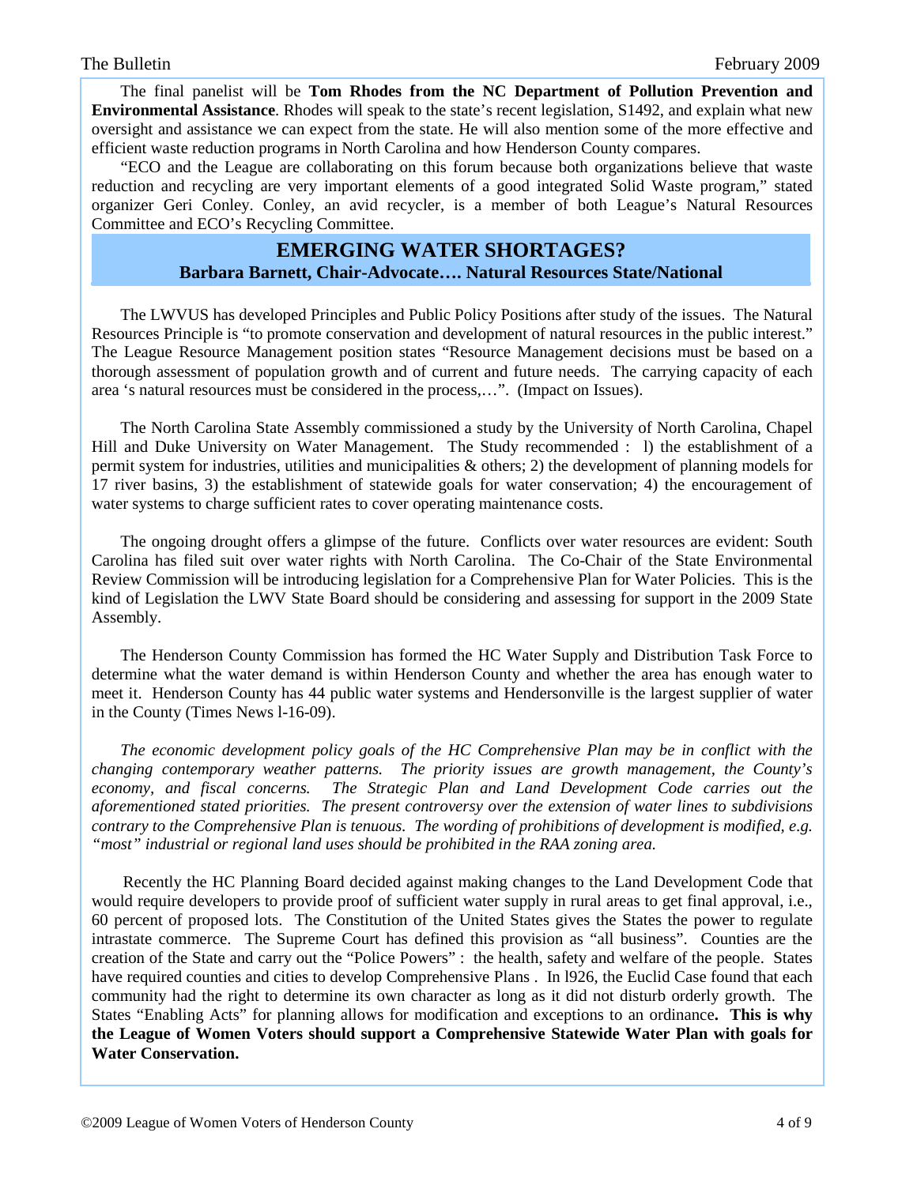The final panelist will be **Tom Rhodes from the NC Department of Pollution Prevention and Environmental Assistance**. Rhodes will speak to the state's recent legislation, S1492, and explain what new oversight and assistance we can expect from the state. He will also mention some of the more effective and efficient waste reduction programs in North Carolina and how Henderson County compares.

"ECO and the League are collaborating on this forum because both organizations believe that waste reduction and recycling are very important elements of a good integrated Solid Waste program," stated organizer Geri Conley. Conley, an avid recycler, is a member of both League's Natural Resources Committee and ECO's Recycling Committee.

## EMERGING WATER SHORTAGES?

**Barbara Barnett, Chair-Advocate…. Natural Resources State/National**

The LWVUS has developed Principles and Public Policy Positions after study of the issues. The Natural Resources Principle is "to promote conservation and development of natural resources in the public interest." The League Resource Management position states "Resource Management decisions must be based on a thorough assessment of population growth and of current and future needs. The carrying capacity of each area 's natural resources must be considered in the process,…". (Impact on Issues).

The North Carolina State Assembly commissioned a study by the University of North Carolina, Chapel Hill and Duke University on Water Management. The Study recommended : l) the establishment of a permit system for industries, utilities and municipalities & others; 2) the development of planning models for 17 river basins, 3) the establishment of statewide goals for water conservation; 4) the encouragement of water systems to charge sufficient rates to cover operating maintenance costs.

The ongoing drought offers a glimpse of the future. Conflicts over water resources are evident: South Carolina has filed suit over water rights with North Carolina. The Co-Chair of the State Environmental Review Commission will be introducing legislation for a Comprehensive Plan for Water Policies. This is the kind of Legislation the LWV State Board should be considering and assessing for support in the 2009 State Assembly.

The Henderson County Commission has formed the HC Water Supply and Distribution Task Force to determine what the water demand is within Henderson County and whether the area has enough water to meet it. Henderson County has 44 public water systems and Hendersonville is the largest supplier of water in the County (Times News l-16-09).

*The economic development policy goals of the HC Comprehensive Plan may be in conflict with the changing contemporary weather patterns. The priority issues are growth management, the County's economy, and fiscal concerns. The Strategic Plan and Land Development Code carries out the aforementioned stated priorities. The present controversy over the extension of water lines to subdivisions contrary to the Comprehensive Plan is tenuous. The wording of prohibitions of development is modified, e.g. "most" industrial or regional land uses should be prohibited in the RAA zoning area.*

Recently the HC Planning Board decided against making changes to the Land Development Code that would require developers to provide proof of sufficient water supply in rural areas to get final approval, i.e., 60 percent of proposed lots. The Constitution of the United States gives the States the power to regulate intrastate commerce. The Supreme Court has defined this provision as "all business". Counties are the creation of the State and carry out the "Police Powers" : the health, safety and welfare of the people. States have required counties and cities to develop Comprehensive Plans . In l926, the Euclid Case found that each community had the right to determine its own character as long as it did not disturb orderly growth. The States "Enabling Acts" for planning allows for modification and exceptions to an ordinance**. This is why the League of Women Voters should support a Comprehensive Statewide Water Plan with goals for Water Conservation.**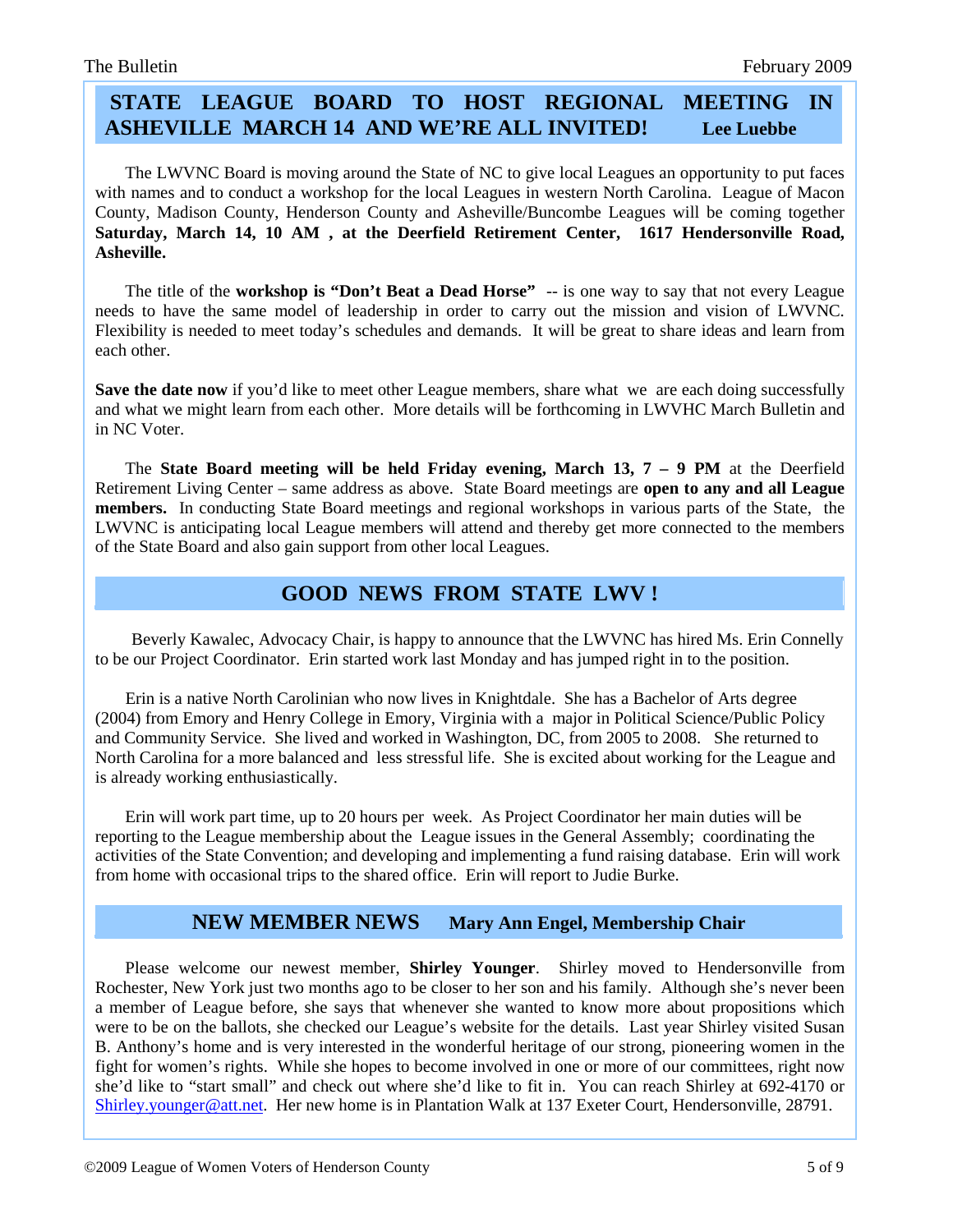## STATE LEAGUE BOARD TO HOST REGIONAL MEETING IN ASHEVILLE MARCH 14 AND WE'RE ALL INVITED! **Lee Luebbe**

The LWVNC Board is moving around the State of NC to give local Leagues an opportunity to put faces with names and to conduct a workshop for the local Leagues in western North Carolina. League of Macon County, Madison County, Henderson County and Asheville/Buncombe Leagues will be coming together **Saturday, March 14, 10 AM , at the Deerfield Retirement Center, 1617 Hendersonville Road, Asheville.**

The title of the **workshop is "Don't Beat a Dead Horse"** -- is one way to say that not every League needs to have the same model of leadership in order to carry out the mission and vision of LWVNC. Flexibility is needed to meet today's schedules and demands. It will be great to share ideas and learn from each other.

**Save the date now** if you'd like to meet other League members, share what we are each doing successfully and what we might learn from each other. More details will be forthcoming in LWVHC March Bulletin and in NC Voter.

The **State Board meeting will be held Friday evening, March 13, 7 – 9 PM** at the Deerfield Retirement Living Center – same address as above. State Board meetings are **open to any and all League members.** In conducting State Board meetings and regional workshops in various parts of the State, the LWVNC is anticipating local League members will attend and thereby get more connected to the members of the State Board and also gain support from other local Leagues.

## GOOD NEWS FROM STATE LWV !

Beverly Kawalec, Advocacy Chair, is happy to announce that the LWVNC has hired Ms. Erin Connelly to be our Project Coordinator. Erin started work last Monday and has jumped right in to the position.

Erin is a native North Carolinian who now lives in Knightdale. She has a Bachelor of Arts degree (2004) from Emory and Henry College in Emory, Virginia with a major in Political Science/Public Policy and Community Service. She lived and worked in Washington, DC, from 2005 to 2008. She returned to North Carolina for a more balanced and less stressful life. She is excited about working for the League and is already working enthusiastically.

Erin will work part time, up to 20 hours per week. As Project Coordinator her main duties will be reporting to the League membership about the League issues in the General Assembly; coordinating the activities of the State Convention; and developing and implementing a fund raising database. Erin will work from home with occasional trips to the shared office. Erin will report to Judie Burke.

## NEW MEMBER NEWS **Mary Ann Engel, Membership Chair**

Please welcome our newest member, **Shirley Younger**. Shirley moved to Hendersonville from Rochester, New York just two months ago to be closer to her son and his family. Although she's never been a member of League before, she says that whenever she wanted to know more about propositions which were to be on the ballots, she checked our League's website for the details. Last year Shirley visited Susan B. Anthony's home and is very interested in the wonderful heritage of our strong, pioneering women in the fight for women's rights. While she hopes to become involved in one or more of our committees, right now she'd like to "start small" and check out where she'd like to fit in. You can reach Shirley at 692-4170 or Shirley.younger@att.net. Her new home is in Plantation Walk at 137 Exeter Court, Hendersonville, 28791.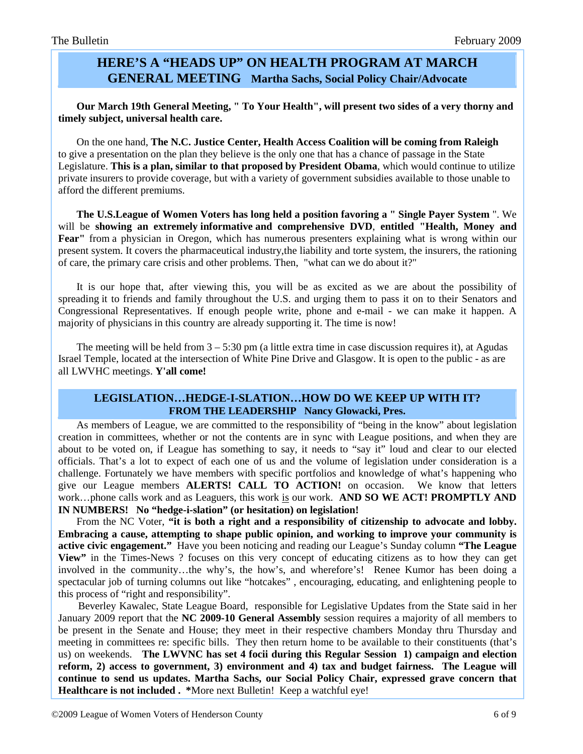## HERE'S A "HEADS UP" ON HEALTH PROGRAM AT MARCH GENERAL MEETING **Martha Sachs, Social Policy Chair/Advocate**

**Our March 19th General Meeting, " To Your Health", will present two sides of a very thorny and timely subject, universal health care.**

On the one hand, **The N.C. Justice Center, Health Access Coalition will be coming from Raleigh** to give a presentation on the plan they believe is the only one that has a chance of passage in the State Legislature. **This is a plan, similar to that proposed by President Obama**, which would continue to utilize private insurers to provide coverage, but with a variety of government subsidies available to those unable to afford the different premiums.

**The U.S.League of Women Voters has long held a position favoring a " Single Payer System** ". We will be **showing an extremely informative and comprehensive DVD**, **entitled "Health, Money and Fear"** from a physician in Oregon, which has numerous presenters explaining what is wrong within our present system. It covers the pharmaceutical industry,the liability and torte system, the insurers, the rationing of care, the primary care crisis and other problems. Then, "what can we do about it?"

It is our hope that, after viewing this, you will be as excited as we are about the possibility of spreading it to friends and family throughout the U.S. and urging them to pass it on to their Senators and Congressional Representatives. If enough people write, phone and e-mail - we can make it happen. A majority of physicians in this country are already supporting it. The time is now!

The meeting will be held from 3 – 5:30 pm (a little extra time in case discussion requires it), at Agudas Israel Temple, located at the intersection of White Pine Drive and Glasgow. It is open to the public - as are all LWVHC meetings. **Y'all come!**

## LEGISLATION…HEDGE-I-SLATION…HOW DO WE KEEP UP WITH IT?
**FROM THE LEADERSHIP Nancy Glowacki, Pres.**

As members of League, we are committed to the responsibility of "being in the know" about legislation creation in committees, whether or not the contents are in sync with League positions, and when they are about to be voted on, if League has something to say, it needs to "say it" loud and clear to our elected officials. That's a lot to expect of each one of us and the volume of legislation under consideration is a challenge. Fortunately we have members with specific portfolios and knowledge of what's happening who give our League members **ALERTS! CALL TO ACTION!** on occasion. We know that letters work…phone calls work and as Leaguers, this work is our work. **AND SO WE ACT! PROMPTLY AND IN NUMBERS! No "hedge-i-slation" (or hesitation) on legislation!**

From the NC Voter, **"it is both a right and a responsibility of citizenship to advocate and lobby. Embracing a cause, attempting to shape public opinion, and working to improve your community is active civic engagement."** Have you been noticing and reading our League's Sunday column **"The League View"** in the Times-News ? focuses on this very concept of educating citizens as to how they can get involved in the community…the why's, the how's, and wherefore's! Renee Kumor has been doing a spectacular job of turning columns out like "hotcakes" , encouraging, educating, and enlightening people to this process of "right and responsibility".

Beverley Kawalec, State League Board, responsible for Legislative Updates from the State said in her January 2009 report that the **NC 2009-10 General Assembly** session requires a majority of all members to be present in the Senate and House; they meet in their respective chambers Monday thru Thursday and meeting in committees re: specific bills. They then return home to be available to their constituents (that's us) on weekends. **The LWVNC has set 4 focii during this Regular Session 1) campaign and election reform, 2) access to government, 3) environment and 4) tax and budget fairness. The League will continue to send us updates. Martha Sachs, our Social Policy Chair, expressed grave concern that Healthcare is not included . \***More next Bulletin! Keep a watchful eye!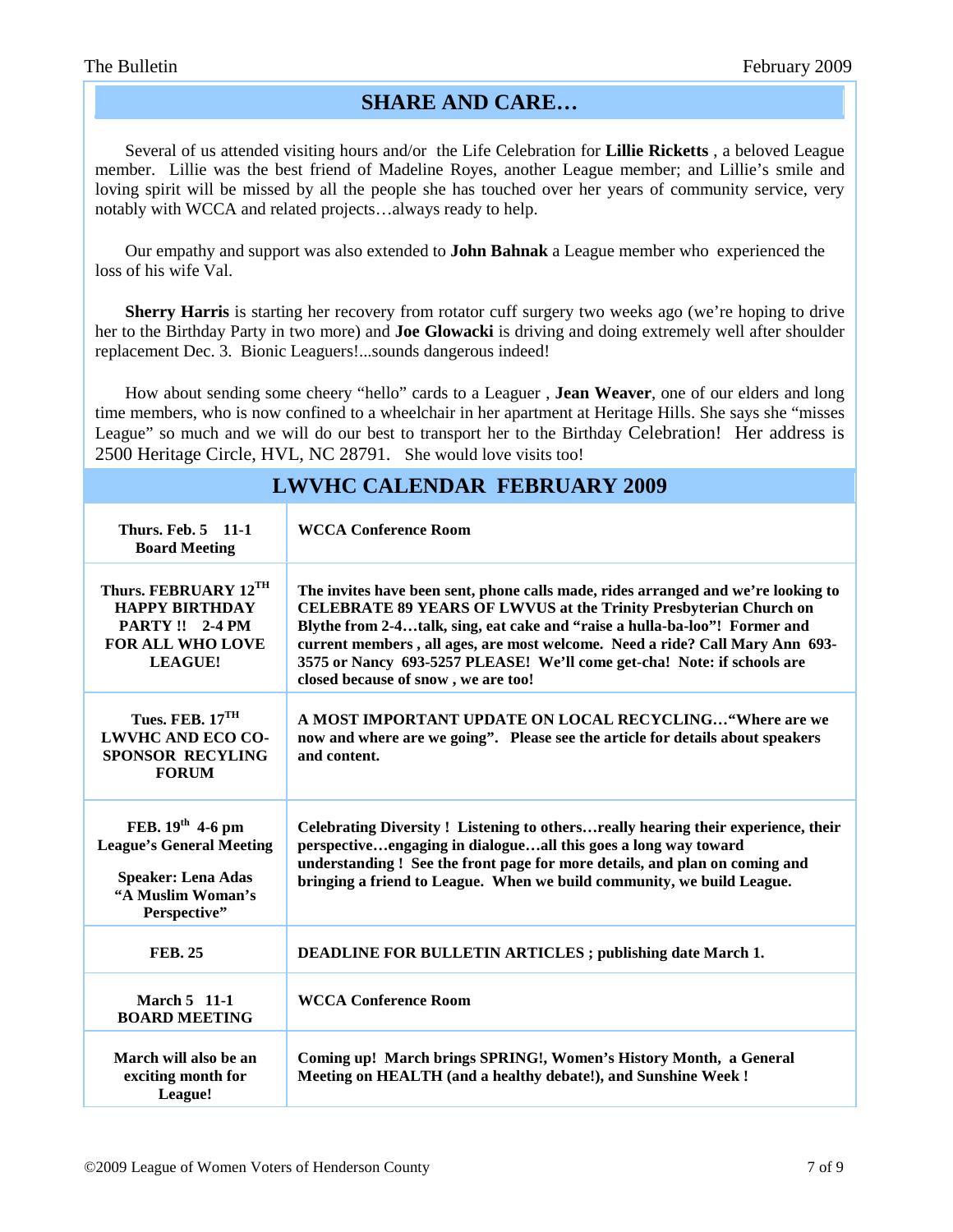## SHARE AND CARE…

Several of us attended visiting hours and/or the Life Celebration for **Lillie Ricketts** , a beloved League member. Lillie was the best friend of Madeline Royes, another League member; and Lillie's smile and loving spirit will be missed by all the people she has touched over her years of community service, very notably with WCCA and related projects…always ready to help.

Our empathy and support was also extended to **John Bahnak** a League member who experienced the loss of his wife Val.

**Sherry Harris** is starting her recovery from rotator cuff surgery two weeks ago (we're hoping to drive her to the Birthday Party in two more) and **Joe Glowacki** is driving and doing extremely well after shoulder replacement Dec. 3. Bionic Leaguers!...sounds dangerous indeed!

How about sending some cheery "hello" cards to a Leaguer , **Jean Weaver**, one of our elders and long time members, who is now confined to a wheelchair in her apartment at Heritage Hills. She says she "misses League" so much and we will do our best to transport her to the Birthday Celebration! Her address is 2500 Heritage Circle, HVL, NC 28791. She would love visits too!

## LWVHC CALENDAR FEBRUARY 2009

| Date / Event | Details |
|---|---|
| **Thurs. Feb. 5 11-1 Board Meeting** | **WCCA Conference Room** |
| **Thurs. FEBRUARY 12TH HAPPY BIRTHDAY PARTY !! 2-4 PM FOR ALL WHO LOVE LEAGUE!** | **The invites have been sent, phone calls made, rides arranged and we're looking to CELEBRATE 89 YEARS OF LWVUS at the Trinity Presbyterian Church on Blythe from 2-4…talk, sing, eat cake and "raise a hulla-ba-loo"! Former and current members , all ages, are most welcome. Need a ride? Call Mary Ann 693-3575 or Nancy 693-5257 PLEASE! We'll come get-cha! Note: if schools are closed because of snow , we are too!** |
| **Tues. FEB. 17TH LWVHC AND ECO CO-SPONSOR RECYLING FORUM** | **A MOST IMPORTANT UPDATE ON LOCAL RECYCLING…"Where are we now and where are we going". Please see the article for details about speakers and content.** |
| **FEB. 19th 4-6 pm League's General Meeting<br>Speaker: Lena Adas "A Muslim Woman's Perspective"** | **Celebrating Diversity ! Listening to others…really hearing their experience, their perspective…engaging in dialogue…all this goes a long way toward understanding ! See the front page for more details, and plan on coming and bringing a friend to League. When we build community, we build League.** |
| **FEB. 25** | **DEADLINE FOR BULLETIN ARTICLES ; publishing date March 1.** |
| **March 5 11-1 BOARD MEETING** | **WCCA Conference Room** |
| **March will also be an exciting month for League!** | **Coming up! March brings SPRING!, Women's History Month, a General Meeting on HEALTH (and a healthy debate!), and Sunshine Week !** |

©2009 League of Women Voters of Henderson County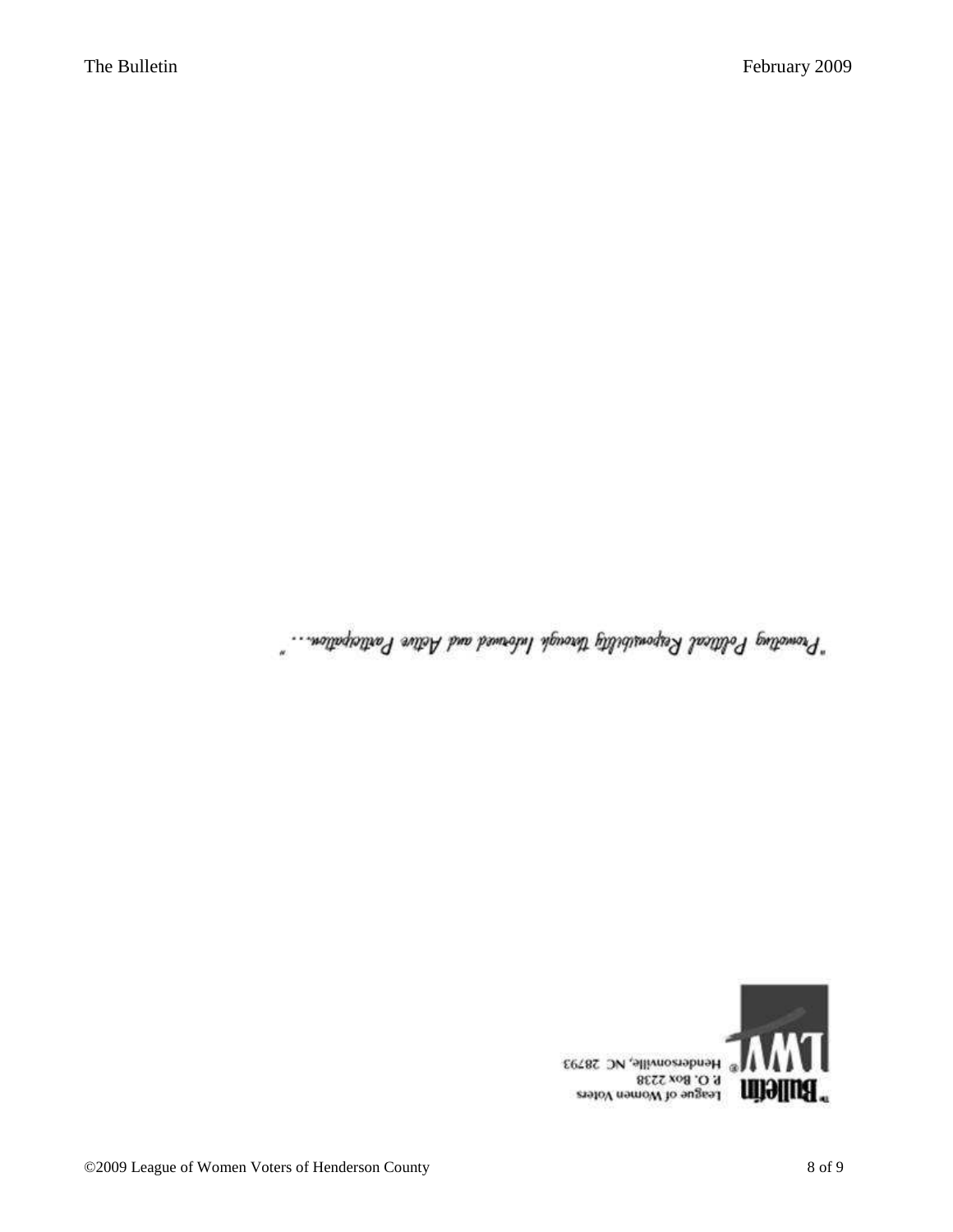"Promoting Political Responsibility Through Informed and Active Participation..."

League of Women Voters
P. O. Box 2238
Hendersonville, NC 28793